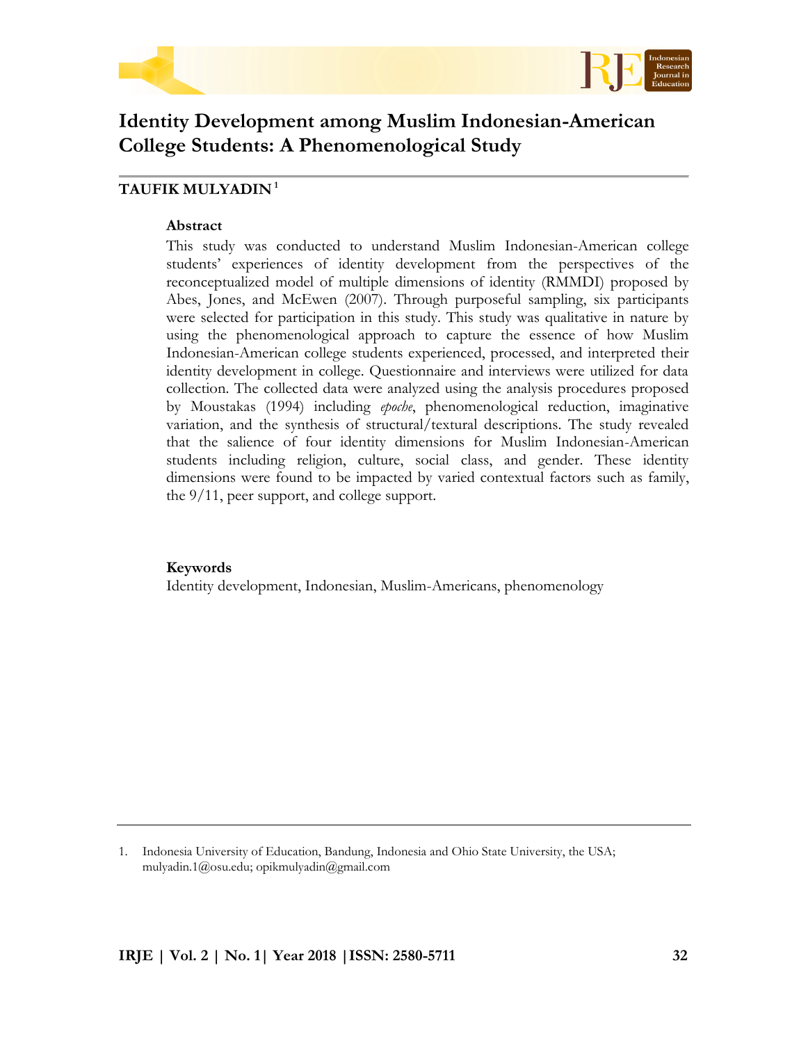# Identity Development among Muslim Indonesian-American College Students: A Phenomenological Study

**TAUFIK MULYADIN** [1]

**Abstract**

This study was conducted to understand Muslim Indonesian-American college students' experiences of identity development from the perspectives of the reconceptualized model of multiple dimensions of identity (RMMDI) proposed by Abes, Jones, and McEwen (2007). Through purposeful sampling, six participants were selected for participation in this study. This study was qualitative in nature by using the phenomenological approach to capture the essence of how Muslim Indonesian-American college students experienced, processed, and interpreted their identity development in college. Questionnaire and interviews were utilized for data collection. The collected data were analyzed using the analysis procedures proposed by Moustakas (1994) including *epoche*, phenomenological reduction, imaginative variation, and the synthesis of structural/textural descriptions. The study revealed that the salience of four identity dimensions for Muslim Indonesian-American students including religion, culture, social class, and gender. These identity dimensions were found to be impacted by varied contextual factors such as family, the 9/11, peer support, and college support.

**Keywords**

Identity development, Indonesian, Muslim-Americans, phenomenology

---

1. Indonesia University of Education, Bandung, Indonesia and Ohio State University, the USA; mulyadin.1@osu.edu; opikmulyadin@gmail.com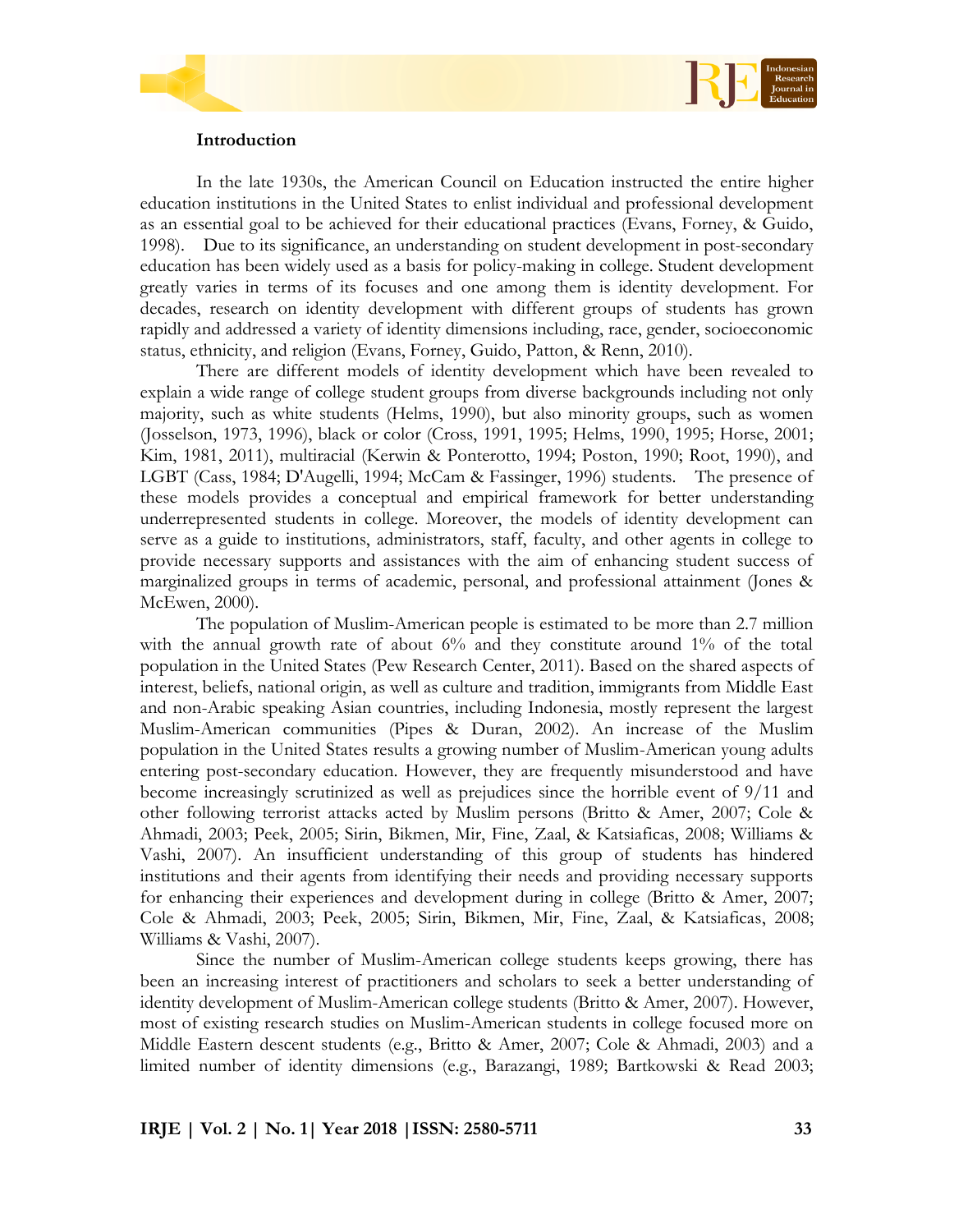## Introduction

In the late 1930s, the American Council on Education instructed the entire higher education institutions in the United States to enlist individual and professional development as an essential goal to be achieved for their educational practices (Evans, Forney, & Guido, 1998). Due to its significance, an understanding on student development in post-secondary education has been widely used as a basis for policy-making in college. Student development greatly varies in terms of its focuses and one among them is identity development. For decades, research on identity development with different groups of students has grown rapidly and addressed a variety of identity dimensions including, race, gender, socioeconomic status, ethnicity, and religion (Evans, Forney, Guido, Patton, & Renn, 2010).

There are different models of identity development which have been revealed to explain a wide range of college student groups from diverse backgrounds including not only majority, such as white students (Helms, 1990), but also minority groups, such as women (Josselson, 1973, 1996), black or color (Cross, 1991, 1995; Helms, 1990, 1995; Horse, 2001; Kim, 1981, 2011), multiracial (Kerwin & Ponterotto, 1994; Poston, 1990; Root, 1990), and LGBT (Cass, 1984; D'Augelli, 1994; McCam & Fassinger, 1996) students. The presence of these models provides a conceptual and empirical framework for better understanding underrepresented students in college. Moreover, the models of identity development can serve as a guide to institutions, administrators, staff, faculty, and other agents in college to provide necessary supports and assistances with the aim of enhancing student success of marginalized groups in terms of academic, personal, and professional attainment (Jones & McEwen, 2000).

The population of Muslim-American people is estimated to be more than 2.7 million with the annual growth rate of about 6% and they constitute around 1% of the total population in the United States (Pew Research Center, 2011). Based on the shared aspects of interest, beliefs, national origin, as well as culture and tradition, immigrants from Middle East and non-Arabic speaking Asian countries, including Indonesia, mostly represent the largest Muslim-American communities (Pipes & Duran, 2002). An increase of the Muslim population in the United States results a growing number of Muslim-American young adults entering post-secondary education. However, they are frequently misunderstood and have become increasingly scrutinized as well as prejudices since the horrible event of 9/11 and other following terrorist attacks acted by Muslim persons (Britto & Amer, 2007; Cole & Ahmadi, 2003; Peek, 2005; Sirin, Bikmen, Mir, Fine, Zaal, & Katsiaficas, 2008; Williams & Vashi, 2007). An insufficient understanding of this group of students has hindered institutions and their agents from identifying their needs and providing necessary supports for enhancing their experiences and development during in college (Britto & Amer, 2007; Cole & Ahmadi, 2003; Peek, 2005; Sirin, Bikmen, Mir, Fine, Zaal, & Katsiaficas, 2008; Williams & Vashi, 2007).

Since the number of Muslim-American college students keeps growing, there has been an increasing interest of practitioners and scholars to seek a better understanding of identity development of Muslim-American college students (Britto & Amer, 2007). However, most of existing research studies on Muslim-American students in college focused more on Middle Eastern descent students (e.g., Britto & Amer, 2007; Cole & Ahmadi, 2003) and a limited number of identity dimensions (e.g., Barazangi, 1989; Bartkowski & Read 2003;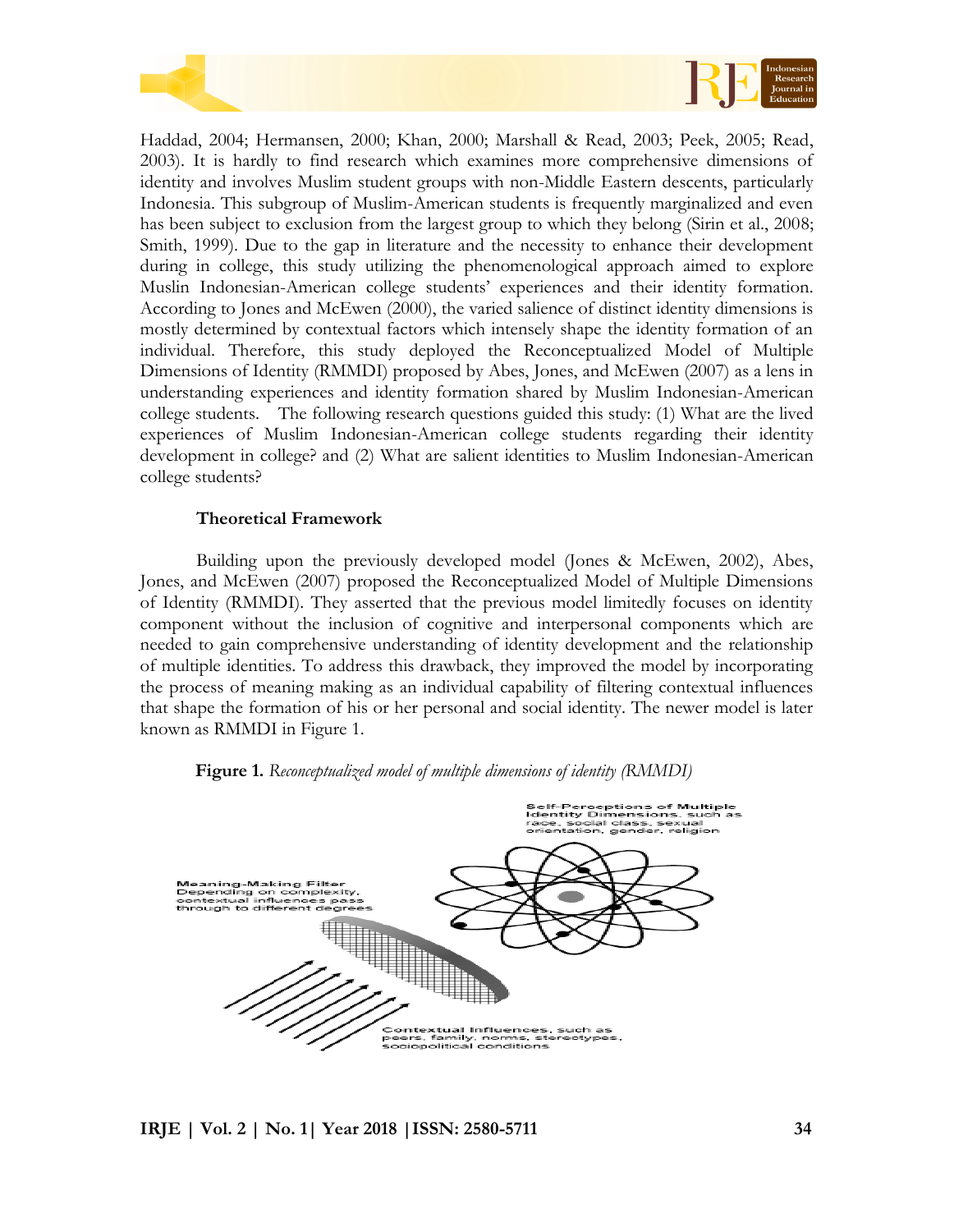Haddad, 2004; Hermansen, 2000; Khan, 2000; Marshall & Read, 2003; Peek, 2005; Read, 2003). It is hardly to find research which examines more comprehensive dimensions of identity and involves Muslim student groups with non-Middle Eastern descents, particularly Indonesia. This subgroup of Muslim-American students is frequently marginalized and even has been subject to exclusion from the largest group to which they belong (Sirin et al., 2008; Smith, 1999). Due to the gap in literature and the necessity to enhance their development during in college, this study utilizing the phenomenological approach aimed to explore Muslim Indonesian-American college students' experiences and their identity formation. According to Jones and McEwen (2000), the varied salience of distinct identity dimensions is mostly determined by contextual factors which intensely shape the identity formation of an individual. Therefore, this study deployed the Reconceptualized Model of Multiple Dimensions of Identity (RMMDI) proposed by Abes, Jones, and McEwen (2007) as a lens in understanding experiences and identity formation shared by Muslim Indonesian-American college students. The following research questions guided this study: (1) What are the lived experiences of Muslim Indonesian-American college students regarding their identity development in college? and (2) What are salient identities to Muslim Indonesian-American college students?

## Theoretical Framework

Building upon the previously developed model (Jones & McEwen, 2002), Abes, Jones, and McEwen (2007) proposed the Reconceptualized Model of Multiple Dimensions of Identity (RMMDI). They asserted that the previous model limitedly focuses on identity component without the inclusion of cognitive and interpersonal components which are needed to gain comprehensive understanding of identity development and the relationship of multiple identities. To address this drawback, they improved the model by incorporating the process of meaning making as an individual capability of filtering contextual influences that shape the formation of his or her personal and social identity. The newer model is later known as RMMDI in Figure 1.

**Figure 1.** *Reconceptualized model of multiple dimensions of identity (RMMDI)*

Self-Perceptions of Multiple Identity Dimensions, such as race, social class, sexual orientation, gender, religion

Meaning-Making Filter Depending on complexity, contextual influences pass through to different degrees

Contextual Influences, such as peers, family, norms, stereotypes, sociopolitical conditions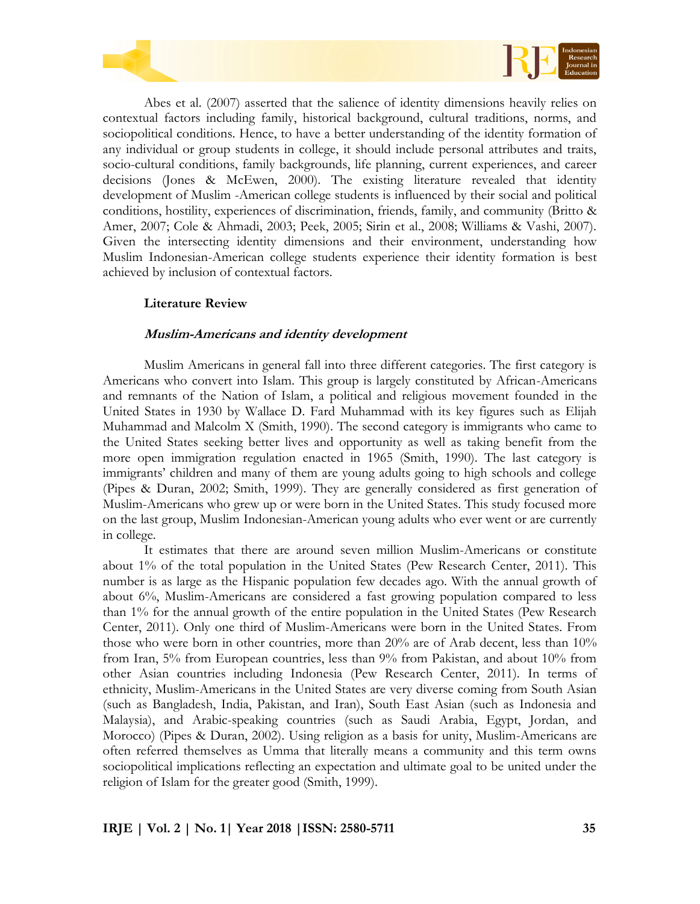Abes et al. (2007) asserted that the salience of identity dimensions heavily relies on contextual factors including family, historical background, cultural traditions, norms, and sociopolitical conditions. Hence, to have a better understanding of the identity formation of any individual or group students in college, it should include personal attributes and traits, socio-cultural conditions, family backgrounds, life planning, current experiences, and career decisions (Jones & McEwen, 2000). The existing literature revealed that identity development of Muslim -American college students is influenced by their social and political conditions, hostility, experiences of discrimination, friends, family, and community (Britto & Amer, 2007; Cole & Ahmadi, 2003; Peek, 2005; Sirin et al., 2008; Williams & Vashi, 2007). Given the intersecting identity dimensions and their environment, understanding how Muslim Indonesian-American college students experience their identity formation is best achieved by inclusion of contextual factors.

## Literature Review

### *Muslim-Americans and identity development*

Muslim Americans in general fall into three different categories. The first category is Americans who convert into Islam. This group is largely constituted by African-Americans and remnants of the Nation of Islam, a political and religious movement founded in the United States in 1930 by Wallace D. Fard Muhammad with its key figures such as Elijah Muhammad and Malcolm X (Smith, 1990). The second category is immigrants who came to the United States seeking better lives and opportunity as well as taking benefit from the more open immigration regulation enacted in 1965 (Smith, 1990). The last category is immigrants' children and many of them are young adults going to high schools and college (Pipes & Duran, 2002; Smith, 1999). They are generally considered as first generation of Muslim-Americans who grew up or were born in the United States. This study focused more on the last group, Muslim Indonesian-American young adults who ever went or are currently in college.

It estimates that there are around seven million Muslim-Americans or constitute about 1% of the total population in the United States (Pew Research Center, 2011). This number is as large as the Hispanic population few decades ago. With the annual growth of about 6%, Muslim-Americans are considered a fast growing population compared to less than 1% for the annual growth of the entire population in the United States (Pew Research Center, 2011). Only one third of Muslim-Americans were born in the United States. From those who were born in other countries, more than 20% are of Arab decent, less than 10% from Iran, 5% from European countries, less than 9% from Pakistan, and about 10% from other Asian countries including Indonesia (Pew Research Center, 2011). In terms of ethnicity, Muslim-Americans in the United States are very diverse coming from South Asian (such as Bangladesh, India, Pakistan, and Iran), South East Asian (such as Indonesia and Malaysia), and Arabic-speaking countries (such as Saudi Arabia, Egypt, Jordan, and Morocco) (Pipes & Duran, 2002). Using religion as a basis for unity, Muslim-Americans are often referred themselves as Umma that literally means a community and this term owns sociopolitical implications reflecting an expectation and ultimate goal to be united under the religion of Islam for the greater good (Smith, 1999).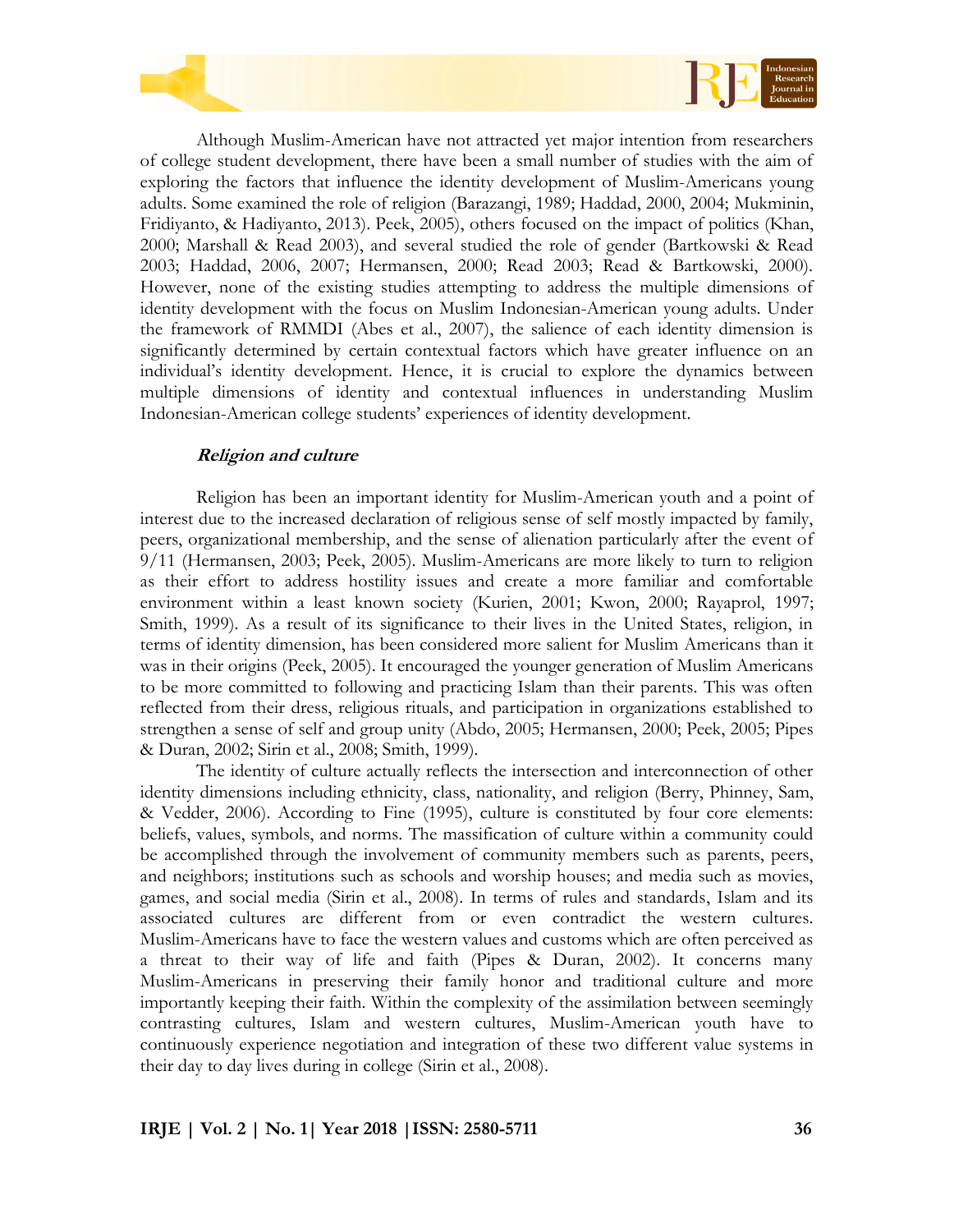Although Muslim-American have not attracted yet major intention from researchers of college student development, there have been a small number of studies with the aim of exploring the factors that influence the identity development of Muslim-Americans young adults. Some examined the role of religion (Barazangi, 1989; Haddad, 2000, 2004; Mukminin, Fridiyanto, & Hadiyanto, 2013). Peek, 2005), others focused on the impact of politics (Khan, 2000; Marshall & Read 2003), and several studied the role of gender (Bartkowski & Read 2003; Haddad, 2006, 2007; Hermansen, 2000; Read 2003; Read & Bartkowski, 2000). However, none of the existing studies attempting to address the multiple dimensions of identity development with the focus on Muslim Indonesian-American young adults. Under the framework of RMMDI (Abes et al., 2007), the salience of each identity dimension is significantly determined by certain contextual factors which have greater influence on an individual's identity development. Hence, it is crucial to explore the dynamics between multiple dimensions of identity and contextual influences in understanding Muslim Indonesian-American college students' experiences of identity development.

***Religion and culture***

Religion has been an important identity for Muslim-American youth and a point of interest due to the increased declaration of religious sense of self mostly impacted by family, peers, organizational membership, and the sense of alienation particularly after the event of 9/11 (Hermansen, 2003; Peek, 2005). Muslim-Americans are more likely to turn to religion as their effort to address hostility issues and create a more familiar and comfortable environment within a least known society (Kurien, 2001; Kwon, 2000; Rayaprol, 1997; Smith, 1999). As a result of its significance to their lives in the United States, religion, in terms of identity dimension, has been considered more salient for Muslim Americans than it was in their origins (Peek, 2005). It encouraged the younger generation of Muslim Americans to be more committed to following and practicing Islam than their parents. This was often reflected from their dress, religious rituals, and participation in organizations established to strengthen a sense of self and group unity (Abdo, 2005; Hermansen, 2000; Peek, 2005; Pipes & Duran, 2002; Sirin et al., 2008; Smith, 1999).

The identity of culture actually reflects the intersection and interconnection of other identity dimensions including ethnicity, class, nationality, and religion (Berry, Phinney, Sam, & Vedder, 2006). According to Fine (1995), culture is constituted by four core elements: beliefs, values, symbols, and norms. The massification of culture within a community could be accomplished through the involvement of community members such as parents, peers, and neighbors; institutions such as schools and worship houses; and media such as movies, games, and social media (Sirin et al., 2008). In terms of rules and standards, Islam and its associated cultures are different from or even contradict the western cultures. Muslim-Americans have to face the western values and customs which are often perceived as a threat to their way of life and faith (Pipes & Duran, 2002). It concerns many Muslim-Americans in preserving their family honor and traditional culture and more importantly keeping their faith. Within the complexity of the assimilation between seemingly contrasting cultures, Islam and western cultures, Muslim-American youth have to continuously experience negotiation and integration of these two different value systems in their day to day lives during in college (Sirin et al., 2008).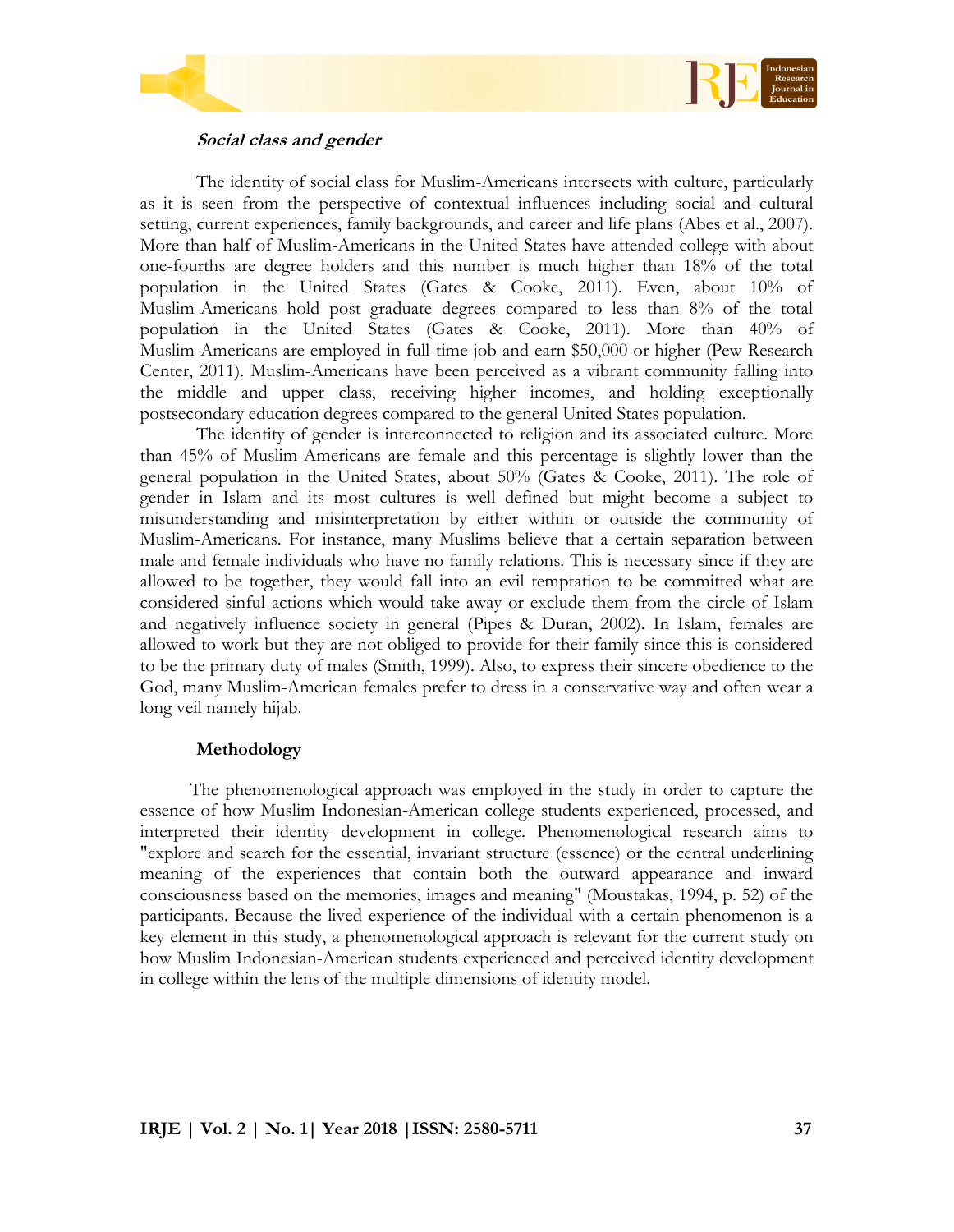### *Social class and gender*

The identity of social class for Muslim-Americans intersects with culture, particularly as it is seen from the perspective of contextual influences including social and cultural setting, current experiences, family backgrounds, and career and life plans (Abes et al., 2007). More than half of Muslim-Americans in the United States have attended college with about one-fourths are degree holders and this number is much higher than 18% of the total population in the United States (Gates & Cooke, 2011). Even, about 10% of Muslim-Americans hold post graduate degrees compared to less than 8% of the total population in the United States (Gates & Cooke, 2011). More than 40% of Muslim-Americans are employed in full-time job and earn $50,000 or higher (Pew Research Center, 2011). Muslim-Americans have been perceived as a vibrant community falling into the middle and upper class, receiving higher incomes, and holding exceptionally postsecondary education degrees compared to the general United States population.

The identity of gender is interconnected to religion and its associated culture. More than 45% of Muslim-Americans are female and this percentage is slightly lower than the general population in the United States, about 50% (Gates & Cooke, 2011). The role of gender in Islam and its most cultures is well defined but might become a subject to misunderstanding and misinterpretation by either within or outside the community of Muslim-Americans. For instance, many Muslims believe that a certain separation between male and female individuals who have no family relations. This is necessary since if they are allowed to be together, they would fall into an evil temptation to be committed what are considered sinful actions which would take away or exclude them from the circle of Islam and negatively influence society in general (Pipes & Duran, 2002). In Islam, females are allowed to work but they are not obliged to provide for their family since this is considered to be the primary duty of males (Smith, 1999). Also, to express their sincere obedience to the God, many Muslim-American females prefer to dress in a conservative way and often wear a long veil namely hijab.

## Methodology

The phenomenological approach was employed in the study in order to capture the essence of how Muslim Indonesian-American college students experienced, processed, and interpreted their identity development in college. Phenomenological research aims to "explore and search for the essential, invariant structure (essence) or the central underlining meaning of the experiences that contain both the outward appearance and inward consciousness based on the memories, images and meaning" (Moustakas, 1994, p. 52) of the participants. Because the lived experience of the individual with a certain phenomenon is a key element in this study, a phenomenological approach is relevant for the current study on how Muslim Indonesian-American students experienced and perceived identity development in college within the lens of the multiple dimensions of identity model.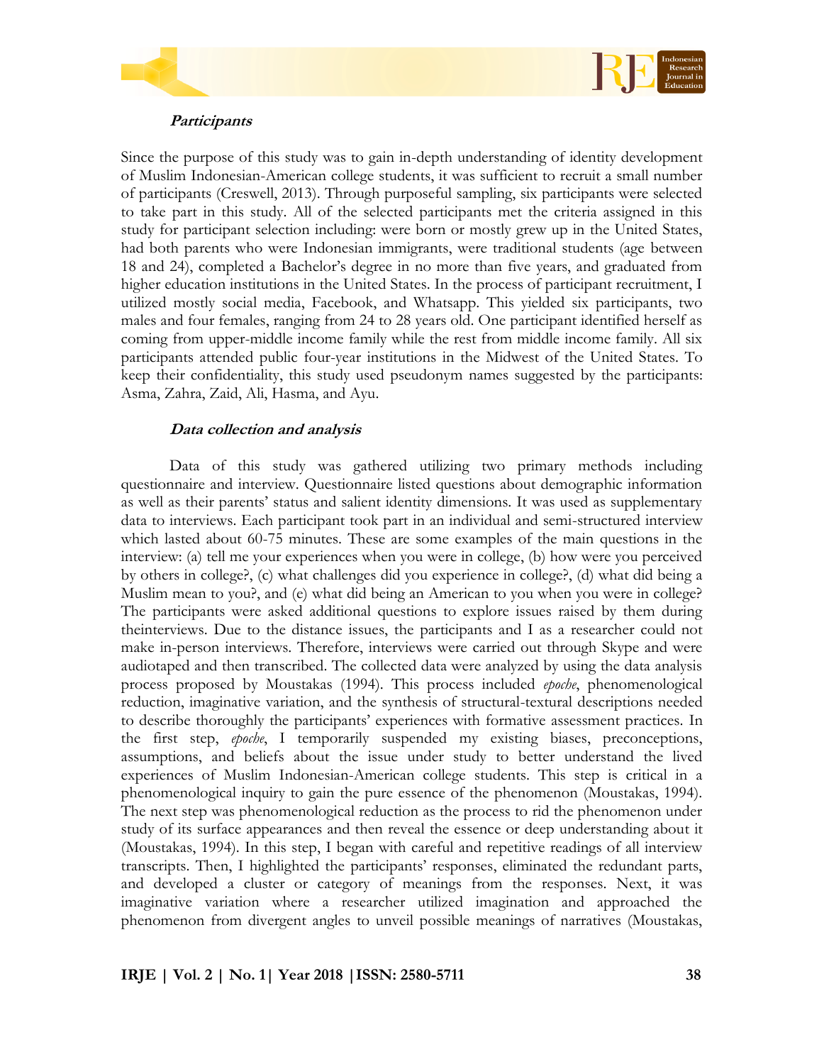### *Participants*

Since the purpose of this study was to gain in-depth understanding of identity development of Muslim Indonesian-American college students, it was sufficient to recruit a small number of participants (Creswell, 2013). Through purposeful sampling, six participants were selected to take part in this study. All of the selected participants met the criteria assigned in this study for participant selection including: were born or mostly grew up in the United States, had both parents who were Indonesian immigrants, were traditional students (age between 18 and 24), completed a Bachelor's degree in no more than five years, and graduated from higher education institutions in the United States. In the process of participant recruitment, I utilized mostly social media, Facebook, and Whatsapp. This yielded six participants, two males and four females, ranging from 24 to 28 years old. One participant identified herself as coming from upper-middle income family while the rest from middle income family. All six participants attended public four-year institutions in the Midwest of the United States. To keep their confidentiality, this study used pseudonym names suggested by the participants: Asma, Zahra, Zaid, Ali, Hasma, and Ayu.

### *Data collection and analysis*

Data of this study was gathered utilizing two primary methods including questionnaire and interview. Questionnaire listed questions about demographic information as well as their parents' status and salient identity dimensions. It was used as supplementary data to interviews. Each participant took part in an individual and semi-structured interview which lasted about 60-75 minutes. These are some examples of the main questions in the interview: (a) tell me your experiences when you were in college, (b) how were you perceived by others in college?, (c) what challenges did you experience in college?, (d) what did being a Muslim mean to you?, and (e) what did being an American to you when you were in college? The participants were asked additional questions to explore issues raised by them during theinterviews. Due to the distance issues, the participants and I as a researcher could not make in-person interviews. Therefore, interviews were carried out through Skype and were audiotaped and then transcribed. The collected data were analyzed by using the data analysis process proposed by Moustakas (1994). This process included *epoche*, phenomenological reduction, imaginative variation, and the synthesis of structural-textural descriptions needed to describe thoroughly the participants' experiences with formative assessment practices. In the first step, *epoche*, I temporarily suspended my existing biases, preconceptions, assumptions, and beliefs about the issue under study to better understand the lived experiences of Muslim Indonesian-American college students. This step is critical in a phenomenological inquiry to gain the pure essence of the phenomenon (Moustakas, 1994). The next step was phenomenological reduction as the process to rid the phenomenon under study of its surface appearances and then reveal the essence or deep understanding about it (Moustakas, 1994). In this step, I began with careful and repetitive readings of all interview transcripts. Then, I highlighted the participants' responses, eliminated the redundant parts, and developed a cluster or category of meanings from the responses. Next, it was imaginative variation where a researcher utilized imagination and approached the phenomenon from divergent angles to unveil possible meanings of narratives (Moustakas,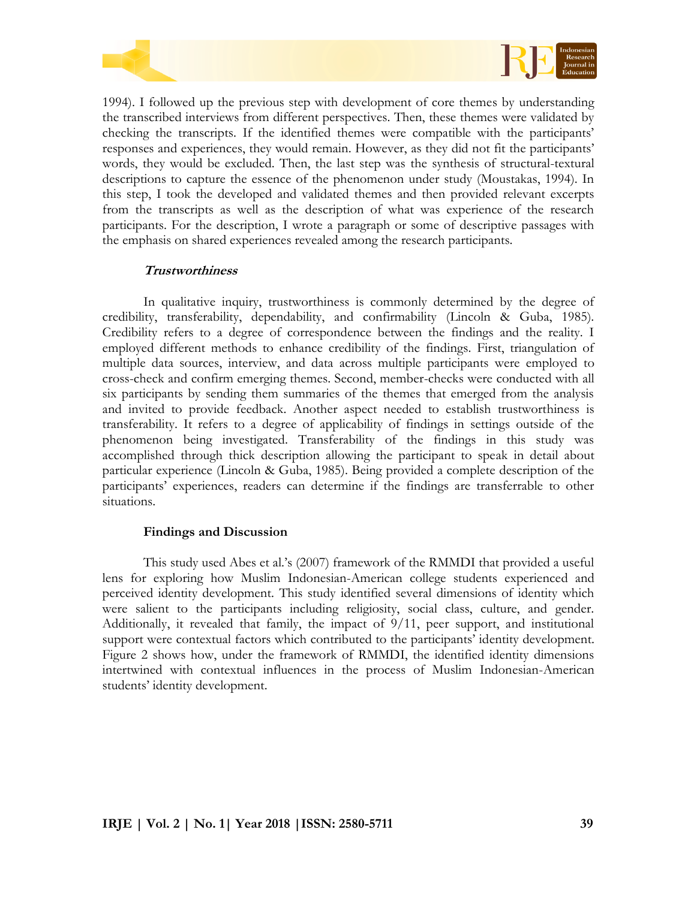1994). I followed up the previous step with development of core themes by understanding the transcribed interviews from different perspectives. Then, these themes were validated by checking the transcripts. If the identified themes were compatible with the participants' responses and experiences, they would remain. However, as they did not fit the participants' words, they would be excluded. Then, the last step was the synthesis of structural-textural descriptions to capture the essence of the phenomenon under study (Moustakas, 1994). In this step, I took the developed and validated themes and then provided relevant excerpts from the transcripts as well as the description of what was experience of the research participants. For the description, I wrote a paragraph or some of descriptive passages with the emphasis on shared experiences revealed among the research participants.

### *Trustworthiness*

In qualitative inquiry, trustworthiness is commonly determined by the degree of credibility, transferability, dependability, and confirmability (Lincoln & Guba, 1985). Credibility refers to a degree of correspondence between the findings and the reality. I employed different methods to enhance credibility of the findings. First, triangulation of multiple data sources, interview, and data across multiple participants were employed to cross-check and confirm emerging themes. Second, member-checks were conducted with all six participants by sending them summaries of the themes that emerged from the analysis and invited to provide feedback. Another aspect needed to establish trustworthiness is transferability. It refers to a degree of applicability of findings in settings outside of the phenomenon being investigated. Transferability of the findings in this study was accomplished through thick description allowing the participant to speak in detail about particular experience (Lincoln & Guba, 1985). Being provided a complete description of the participants' experiences, readers can determine if the findings are transferrable to other situations.

## Findings and Discussion

This study used Abes et al.'s (2007) framework of the RMMDI that provided a useful lens for exploring how Muslim Indonesian-American college students experienced and perceived identity development. This study identified several dimensions of identity which were salient to the participants including religiosity, social class, culture, and gender. Additionally, it revealed that family, the impact of 9/11, peer support, and institutional support were contextual factors which contributed to the participants' identity development. Figure 2 shows how, under the framework of RMMDI, the identified identity dimensions intertwined with contextual influences in the process of Muslim Indonesian-American students' identity development.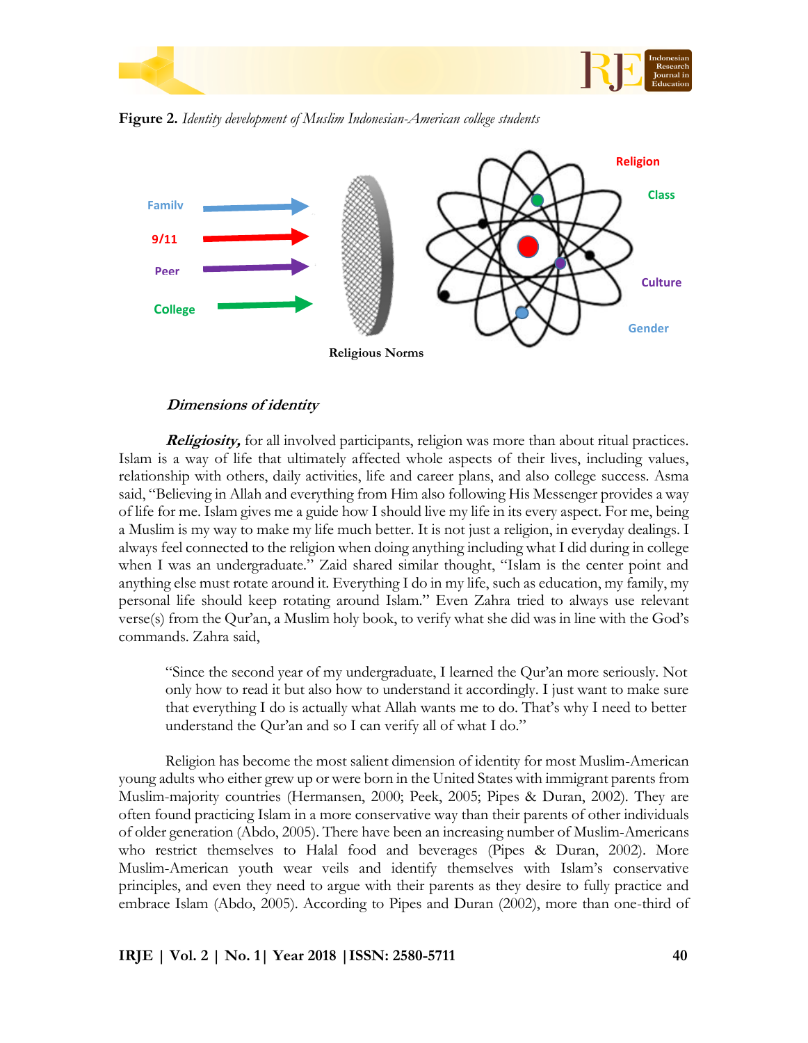**Figure 2.** *Identity development of Muslim Indonesian-American college students*

Family

9/11

Peer

College

Religious Norms

Religion

Class

Culture

Gender

### *Dimensions of identity*

***Religiosity,*** for all involved participants, religion was more than about ritual practices. Islam is a way of life that ultimately affected whole aspects of their lives, including values, relationship with others, daily activities, life and career plans, and also college success. Asma said, "Believing in Allah and everything from Him also following His Messenger provides a way of life for me. Islam gives me a guide how I should live my life in its every aspect. For me, being a Muslim is my way to make my life much better. It is not just a religion, in everyday dealings. I always feel connected to the religion when doing anything including what I did during in college when I was an undergraduate." Zaid shared similar thought, "Islam is the center point and anything else must rotate around it. Everything I do in my life, such as education, my family, my personal life should keep rotating around Islam." Even Zahra tried to always use relevant verse(s) from the Qur'an, a Muslim holy book, to verify what she did was in line with the God's commands. Zahra said,

> "Since the second year of my undergraduate, I learned the Qur'an more seriously. Not only how to read it but also how to understand it accordingly. I just want to make sure that everything I do is actually what Allah wants me to do. That's why I need to better understand the Qur'an and so I can verify all of what I do."

Religion has become the most salient dimension of identity for most Muslim-American young adults who either grew up or were born in the United States with immigrant parents from Muslim-majority countries (Hermansen, 2000; Peek, 2005; Pipes & Duran, 2002). They are often found practicing Islam in a more conservative way than their parents of other individuals of older generation (Abdo, 2005). There have been an increasing number of Muslim-Americans who restrict themselves to Halal food and beverages (Pipes & Duran, 2002). More Muslim-American youth wear veils and identify themselves with Islam's conservative principles, and even they need to argue with their parents as they desire to fully practice and embrace Islam (Abdo, 2005). According to Pipes and Duran (2002), more than one-third of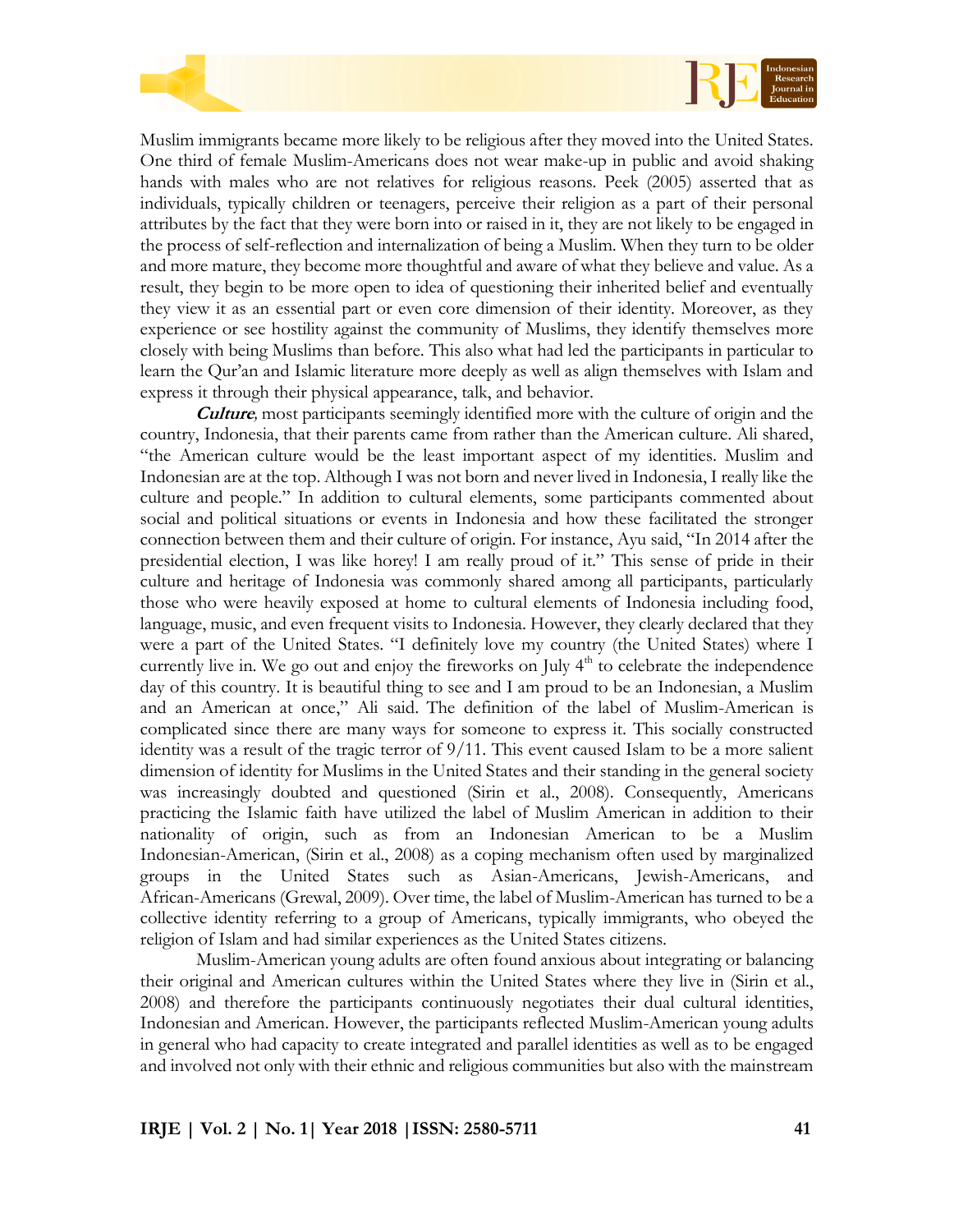Muslim immigrants became more likely to be religious after they moved into the United States. One third of female Muslim-Americans does not wear make-up in public and avoid shaking hands with males who are not relatives for religious reasons. Peek (2005) asserted that as individuals, typically children or teenagers, perceive their religion as a part of their personal attributes by the fact that they were born into or raised in it, they are not likely to be engaged in the process of self-reflection and internalization of being a Muslim. When they turn to be older and more mature, they become more thoughtful and aware of what they believe and value. As a result, they begin to be more open to idea of questioning their inherited belief and eventually they view it as an essential part or even core dimension of their identity. Moreover, as they experience or see hostility against the community of Muslims, they identify themselves more closely with being Muslims than before. This also what had led the participants in particular to learn the Qur'an and Islamic literature more deeply as well as align themselves with Islam and express it through their physical appearance, talk, and behavior.

***Culture***, most participants seemingly identified more with the culture of origin and the country, Indonesia, that their parents came from rather than the American culture. Ali shared, "the American culture would be the least important aspect of my identities. Muslim and Indonesian are at the top. Although I was not born and never lived in Indonesia, I really like the culture and people." In addition to cultural elements, some participants commented about social and political situations or events in Indonesia and how these facilitated the stronger connection between them and their culture of origin. For instance, Ayu said, "In 2014 after the presidential election, I was like horey! I am really proud of it." This sense of pride in their culture and heritage of Indonesia was commonly shared among all participants, particularly those who were heavily exposed at home to cultural elements of Indonesia including food, language, music, and even frequent visits to Indonesia. However, they clearly declared that they were a part of the United States. "I definitely love my country (the United States) where I currently live in. We go out and enjoy the fireworks on July 4th to celebrate the independence day of this country. It is beautiful thing to see and I am proud to be an Indonesian, a Muslim and an American at once," Ali said. The definition of the label of Muslim-American is complicated since there are many ways for someone to express it. This socially constructed identity was a result of the tragic terror of 9/11. This event caused Islam to be a more salient dimension of identity for Muslims in the United States and their standing in the general society was increasingly doubted and questioned (Sirin et al., 2008). Consequently, Americans practicing the Islamic faith have utilized the label of Muslim American in addition to their nationality of origin, such as from an Indonesian American to be a Muslim Indonesian-American, (Sirin et al., 2008) as a coping mechanism often used by marginalized groups in the United States such as Asian-Americans, Jewish-Americans, and African-Americans (Grewal, 2009). Over time, the label of Muslim-American has turned to be a collective identity referring to a group of Americans, typically immigrants, who obeyed the religion of Islam and had similar experiences as the United States citizens.

Muslim-American young adults are often found anxious about integrating or balancing their original and American cultures within the United States where they live in (Sirin et al., 2008) and therefore the participants continuously negotiates their dual cultural identities, Indonesian and American. However, the participants reflected Muslim-American young adults in general who had capacity to create integrated and parallel identities as well as to be engaged and involved not only with their ethnic and religious communities but also with the mainstream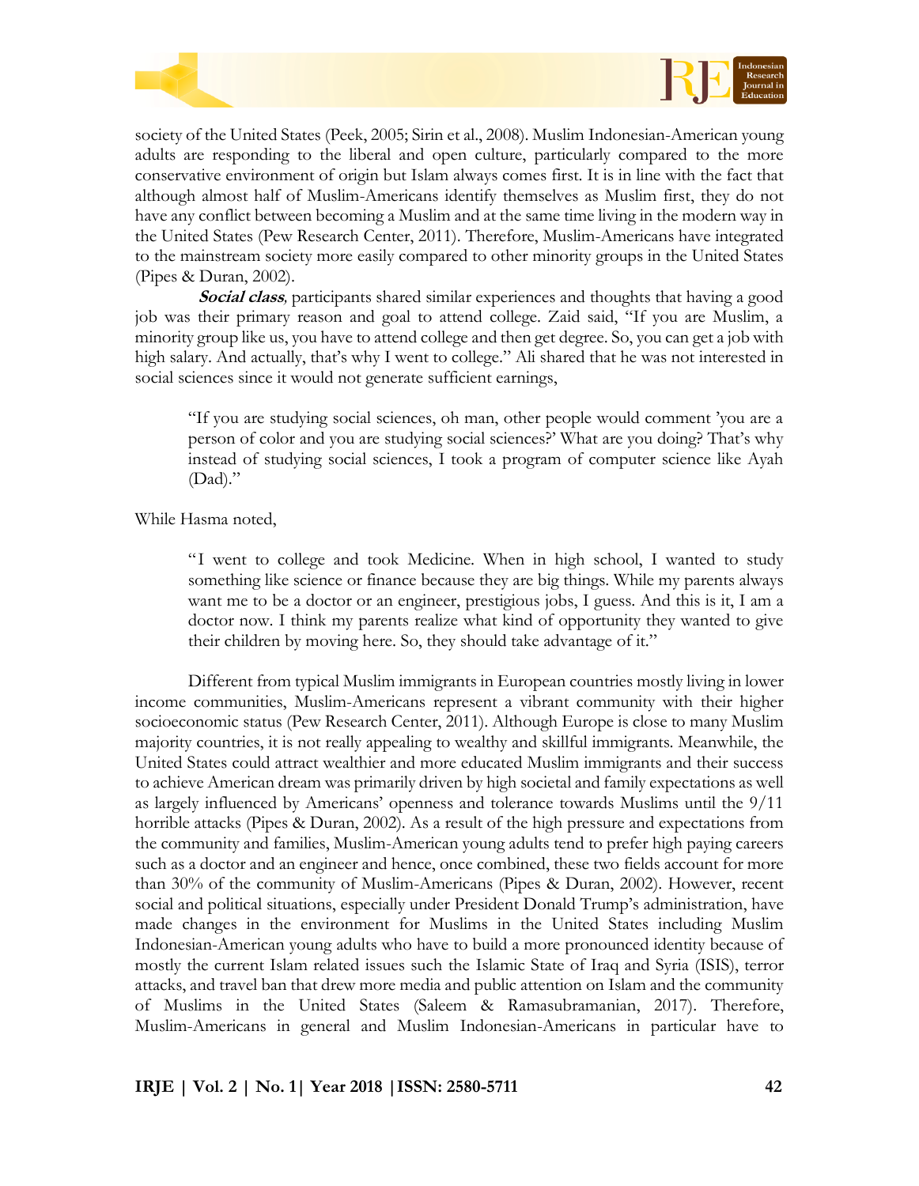society of the United States (Peek, 2005; Sirin et al., 2008). Muslim Indonesian-American young adults are responding to the liberal and open culture, particularly compared to the more conservative environment of origin but Islam always comes first. It is in line with the fact that although almost half of Muslim-Americans identify themselves as Muslim first, they do not have any conflict between becoming a Muslim and at the same time living in the modern way in the United States (Pew Research Center, 2011). Therefore, Muslim-Americans have integrated to the mainstream society more easily compared to other minority groups in the United States (Pipes & Duran, 2002).

***Social class,*** participants shared similar experiences and thoughts that having a good job was their primary reason and goal to attend college. Zaid said, "If you are Muslim, a minority group like us, you have to attend college and then get degree. So, you can get a job with high salary. And actually, that's why I went to college." Ali shared that he was not interested in social sciences since it would not generate sufficient earnings,

> "If you are studying social sciences, oh man, other people would comment 'you are a person of color and you are studying social sciences?' What are you doing? That's why instead of studying social sciences, I took a program of computer science like Ayah (Dad)."

While Hasma noted,

> "I went to college and took Medicine. When in high school, I wanted to study something like science or finance because they are big things. While my parents always want me to be a doctor or an engineer, prestigious jobs, I guess. And this is it, I am a doctor now. I think my parents realize what kind of opportunity they wanted to give their children by moving here. So, they should take advantage of it."

Different from typical Muslim immigrants in European countries mostly living in lower income communities, Muslim-Americans represent a vibrant community with their higher socioeconomic status (Pew Research Center, 2011). Although Europe is close to many Muslim majority countries, it is not really appealing to wealthy and skillful immigrants. Meanwhile, the United States could attract wealthier and more educated Muslim immigrants and their success to achieve American dream was primarily driven by high societal and family expectations as well as largely influenced by Americans' openness and tolerance towards Muslims until the 9/11 horrible attacks (Pipes & Duran, 2002). As a result of the high pressure and expectations from the community and families, Muslim-American young adults tend to prefer high paying careers such as a doctor and an engineer and hence, once combined, these two fields account for more than 30% of the community of Muslim-Americans (Pipes & Duran, 2002). However, recent social and political situations, especially under President Donald Trump's administration, have made changes in the environment for Muslims in the United States including Muslim Indonesian-American young adults who have to build a more pronounced identity because of mostly the current Islam related issues such the Islamic State of Iraq and Syria (ISIS), terror attacks, and travel ban that drew more media and public attention on Islam and the community of Muslims in the United States (Saleem & Ramasubramanian, 2017). Therefore, Muslim-Americans in general and Muslim Indonesian-Americans in particular have to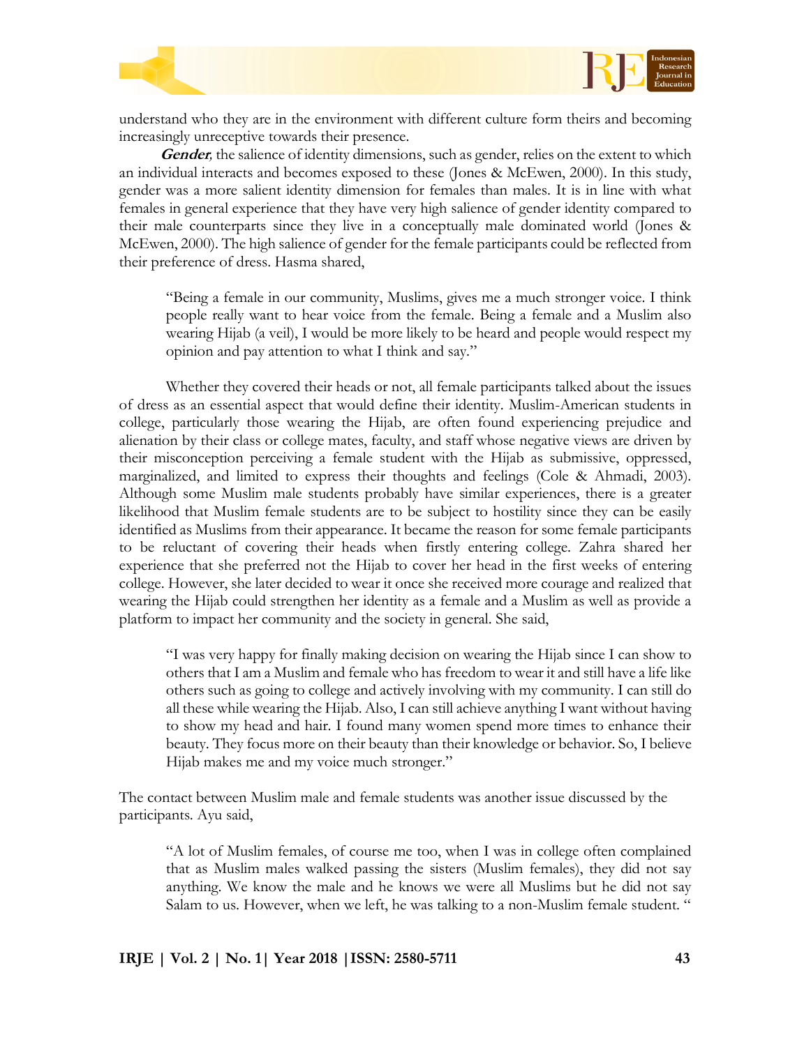understand who they are in the environment with different culture form theirs and becoming increasingly unreceptive towards their presence.

***Gender*****,** the salience of identity dimensions, such as gender, relies on the extent to which an individual interacts and becomes exposed to these (Jones & McEwen, 2000). In this study, gender was a more salient identity dimension for females than males. It is in line with what females in general experience that they have very high salience of gender identity compared to their male counterparts since they live in a conceptually male dominated world (Jones & McEwen, 2000). The high salience of gender for the female participants could be reflected from their preference of dress. Hasma shared,

> "Being a female in our community, Muslims, gives me a much stronger voice. I think people really want to hear voice from the female. Being a female and a Muslim also wearing Hijab (a veil), I would be more likely to be heard and people would respect my opinion and pay attention to what I think and say."

Whether they covered their heads or not, all female participants talked about the issues of dress as an essential aspect that would define their identity. Muslim-American students in college, particularly those wearing the Hijab, are often found experiencing prejudice and alienation by their class or college mates, faculty, and staff whose negative views are driven by their misconception perceiving a female student with the Hijab as submissive, oppressed, marginalized, and limited to express their thoughts and feelings (Cole & Ahmadi, 2003). Although some Muslim male students probably have similar experiences, there is a greater likelihood that Muslim female students are to be subject to hostility since they can be easily identified as Muslims from their appearance. It became the reason for some female participants to be reluctant of covering their heads when firstly entering college. Zahra shared her experience that she preferred not the Hijab to cover her head in the first weeks of entering college. However, she later decided to wear it once she received more courage and realized that wearing the Hijab could strengthen her identity as a female and a Muslim as well as provide a platform to impact her community and the society in general. She said,

> "I was very happy for finally making decision on wearing the Hijab since I can show to others that I am a Muslim and female who has freedom to wear it and still have a life like others such as going to college and actively involving with my community. I can still do all these while wearing the Hijab. Also, I can still achieve anything I want without having to show my head and hair. I found many women spend more times to enhance their beauty. They focus more on their beauty than their knowledge or behavior. So, I believe Hijab makes me and my voice much stronger."

The contact between Muslim male and female students was another issue discussed by the participants. Ayu said,

> "A lot of Muslim females, of course me too, when I was in college often complained that as Muslim males walked passing the sisters (Muslim females), they did not say anything. We know the male and he knows we were all Muslims but he did not say Salam to us. However, when we left, he was talking to a non-Muslim female student. "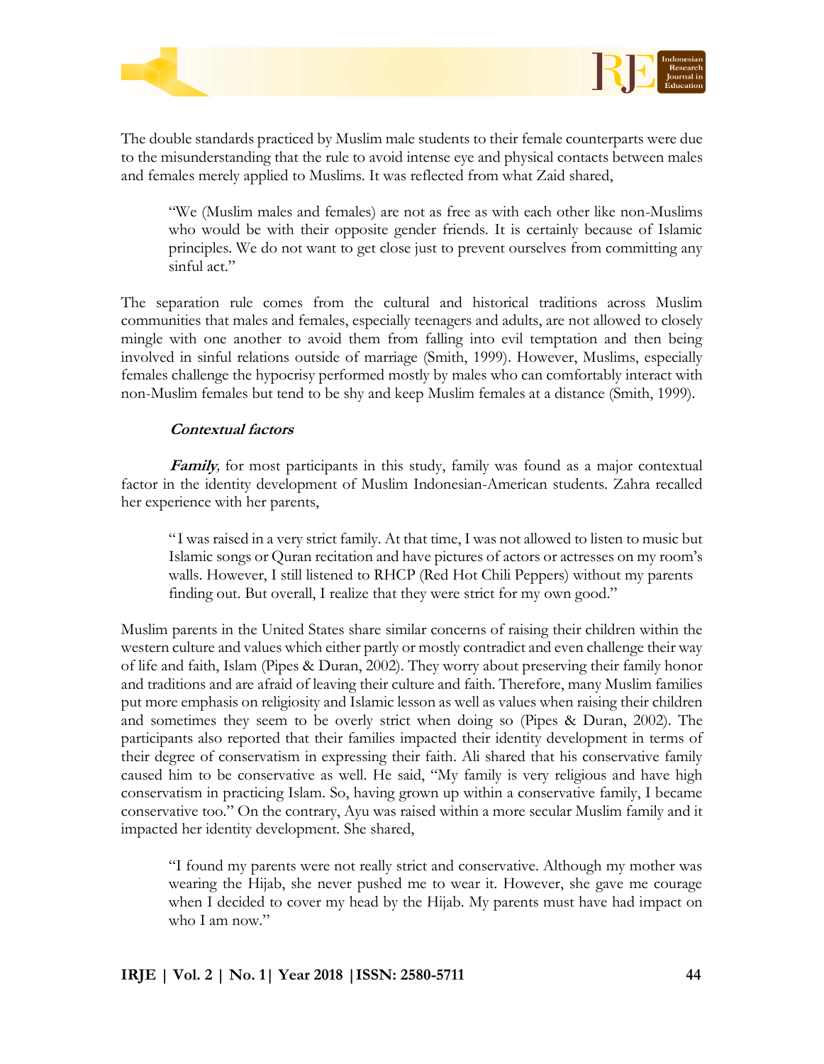The double standards practiced by Muslim male students to their female counterparts were due to the misunderstanding that the rule to avoid intense eye and physical contacts between males and females merely applied to Muslims. It was reflected from what Zaid shared,

> "We (Muslim males and females) are not as free as with each other like non-Muslims who would be with their opposite gender friends. It is certainly because of Islamic principles. We do not want to get close just to prevent ourselves from committing any sinful act."

The separation rule comes from the cultural and historical traditions across Muslim communities that males and females, especially teenagers and adults, are not allowed to closely mingle with one another to avoid them from falling into evil temptation and then being involved in sinful relations outside of marriage (Smith, 1999). However, Muslims, especially females challenge the hypocrisy performed mostly by males who can comfortably interact with non-Muslim females but tend to be shy and keep Muslim females at a distance (Smith, 1999).

***Contextual factors***

***Family***, for most participants in this study, family was found as a major contextual factor in the identity development of Muslim Indonesian-American students. Zahra recalled her experience with her parents,

> "I was raised in a very strict family. At that time, I was not allowed to listen to music but Islamic songs or Quran recitation and have pictures of actors or actresses on my room's walls. However, I still listened to RHCP (Red Hot Chili Peppers) without my parents finding out. But overall, I realize that they were strict for my own good."

Muslim parents in the United States share similar concerns of raising their children within the western culture and values which either partly or mostly contradict and even challenge their way of life and faith, Islam (Pipes & Duran, 2002). They worry about preserving their family honor and traditions and are afraid of leaving their culture and faith. Therefore, many Muslim families put more emphasis on religiosity and Islamic lesson as well as values when raising their children and sometimes they seem to be overly strict when doing so (Pipes & Duran, 2002). The participants also reported that their families impacted their identity development in terms of their degree of conservatism in expressing their faith. Ali shared that his conservative family caused him to be conservative as well. He said, "My family is very religious and have high conservatism in practicing Islam. So, having grown up within a conservative family, I became conservative too." On the contrary, Ayu was raised within a more secular Muslim family and it impacted her identity development. She shared,

> "I found my parents were not really strict and conservative. Although my mother was wearing the Hijab, she never pushed me to wear it. However, she gave me courage when I decided to cover my head by the Hijab. My parents must have had impact on who I am now."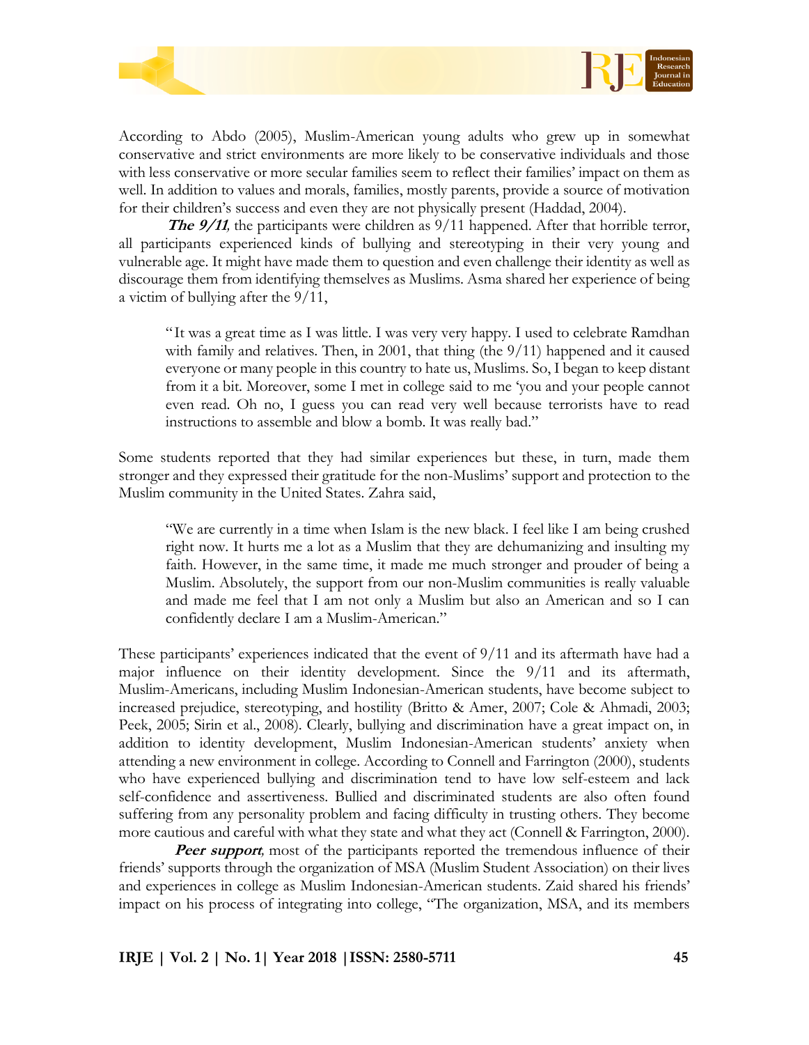According to Abdo (2005), Muslim-American young adults who grew up in somewhat conservative and strict environments are more likely to be conservative individuals and those with less conservative or more secular families seem to reflect their families' impact on them as well. In addition to values and morals, families, mostly parents, provide a source of motivation for their children's success and even they are not physically present (Haddad, 2004).

***The 9/11***, the participants were children as 9/11 happened. After that horrible terror, all participants experienced kinds of bullying and stereotyping in their very young and vulnerable age. It might have made them to question and even challenge their identity as well as discourage them from identifying themselves as Muslims. Asma shared her experience of being a victim of bullying after the 9/11,

> "It was a great time as I was little. I was very very happy. I used to celebrate Ramdhan with family and relatives. Then, in 2001, that thing (the 9/11) happened and it caused everyone or many people in this country to hate us, Muslims. So, I began to keep distant from it a bit. Moreover, some I met in college said to me 'you and your people cannot even read. Oh no, I guess you can read very well because terrorists have to read instructions to assemble and blow a bomb. It was really bad."

Some students reported that they had similar experiences but these, in turn, made them stronger and they expressed their gratitude for the non-Muslims' support and protection to the Muslim community in the United States. Zahra said,

> "We are currently in a time when Islam is the new black. I feel like I am being crushed right now. It hurts me a lot as a Muslim that they are dehumanizing and insulting my faith. However, in the same time, it made me much stronger and prouder of being a Muslim. Absolutely, the support from our non-Muslim communities is really valuable and made me feel that I am not only a Muslim but also an American and so I can confidently declare I am a Muslim-American."

These participants' experiences indicated that the event of 9/11 and its aftermath have had a major influence on their identity development. Since the 9/11 and its aftermath, Muslim-Americans, including Muslim Indonesian-American students, have become subject to increased prejudice, stereotyping, and hostility (Britto & Amer, 2007; Cole & Ahmadi, 2003; Peek, 2005; Sirin et al., 2008). Clearly, bullying and discrimination have a great impact on, in addition to identity development, Muslim Indonesian-American students' anxiety when attending a new environment in college. According to Connell and Farrington (2000), students who have experienced bullying and discrimination tend to have low self-esteem and lack self-confidence and assertiveness. Bullied and discriminated students are also often found suffering from any personality problem and facing difficulty in trusting others. They become more cautious and careful with what they state and what they act (Connell & Farrington, 2000).

***Peer support***, most of the participants reported the tremendous influence of their friends' supports through the organization of MSA (Muslim Student Association) on their lives and experiences in college as Muslim Indonesian-American students. Zaid shared his friends' impact on his process of integrating into college, "The organization, MSA, and its members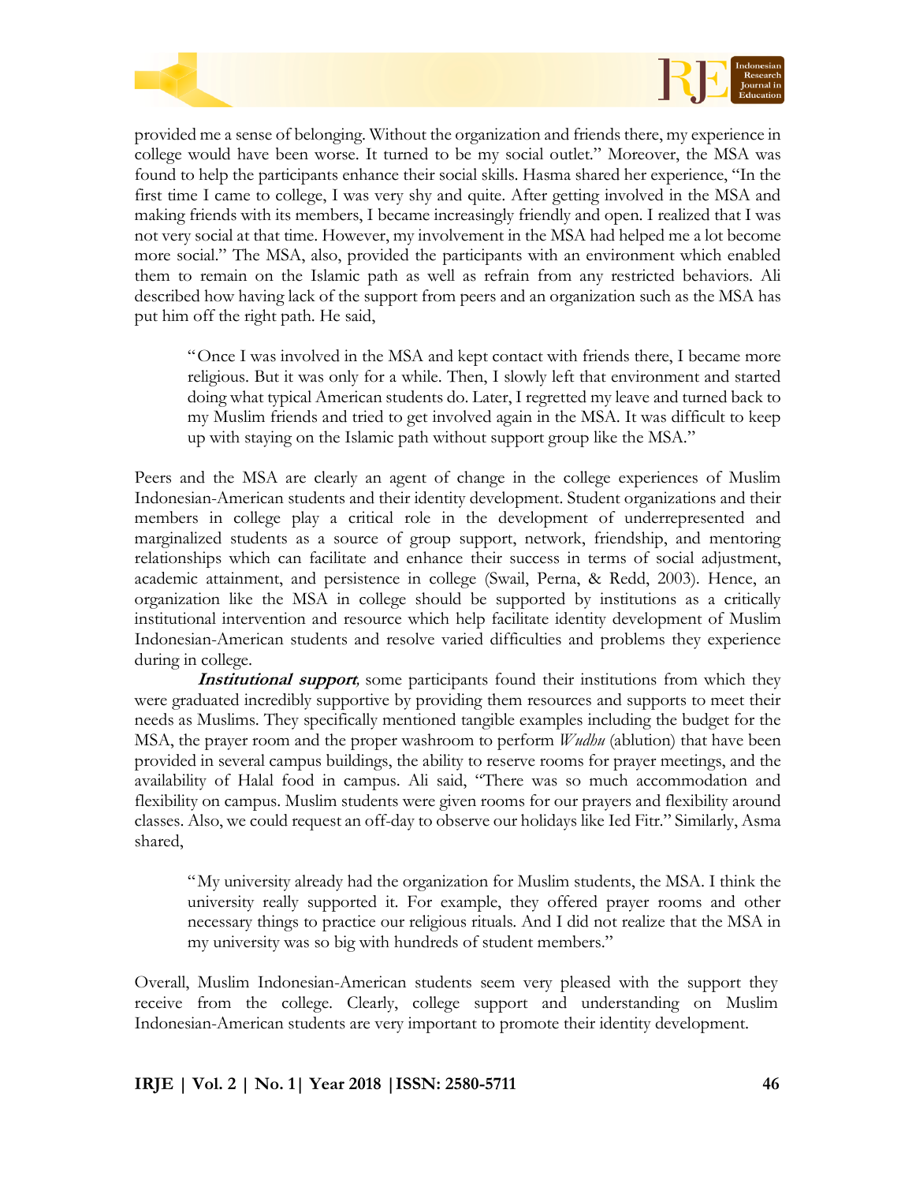provided me a sense of belonging. Without the organization and friends there, my experience in college would have been worse. It turned to be my social outlet." Moreover, the MSA was found to help the participants enhance their social skills. Hasma shared her experience, "In the first time I came to college, I was very shy and quite. After getting involved in the MSA and making friends with its members, I became increasingly friendly and open. I realized that I was not very social at that time. However, my involvement in the MSA had helped me a lot become more social." The MSA, also, provided the participants with an environment which enabled them to remain on the Islamic path as well as refrain from any restricted behaviors. Ali described how having lack of the support from peers and an organization such as the MSA has put him off the right path. He said,

> "Once I was involved in the MSA and kept contact with friends there, I became more religious. But it was only for a while. Then, I slowly left that environment and started doing what typical American students do. Later, I regretted my leave and turned back to my Muslim friends and tried to get involved again in the MSA. It was difficult to keep up with staying on the Islamic path without support group like the MSA."

Peers and the MSA are clearly an agent of change in the college experiences of Muslim Indonesian-American students and their identity development. Student organizations and their members in college play a critical role in the development of underrepresented and marginalized students as a source of group support, network, friendship, and mentoring relationships which can facilitate and enhance their success in terms of social adjustment, academic attainment, and persistence in college (Swail, Perna, & Redd, 2003). Hence, an organization like the MSA in college should be supported by institutions as a critically institutional intervention and resource which help facilitate identity development of Muslim Indonesian-American students and resolve varied difficulties and problems they experience during in college.

***Institutional support***, some participants found their institutions from which they were graduated incredibly supportive by providing them resources and supports to meet their needs as Muslims. They specifically mentioned tangible examples including the budget for the MSA, the prayer room and the proper washroom to perform *Wudhu* (ablution) that have been provided in several campus buildings, the ability to reserve rooms for prayer meetings, and the availability of Halal food in campus. Ali said, "There was so much accommodation and flexibility on campus. Muslim students were given rooms for our prayers and flexibility around classes. Also, we could request an off-day to observe our holidays like Ied Fitr." Similarly, Asma shared,

> "My university already had the organization for Muslim students, the MSA. I think the university really supported it. For example, they offered prayer rooms and other necessary things to practice our religious rituals. And I did not realize that the MSA in my university was so big with hundreds of student members."

Overall, Muslim Indonesian-American students seem very pleased with the support they receive from the college. Clearly, college support and understanding on Muslim Indonesian-American students are very important to promote their identity development.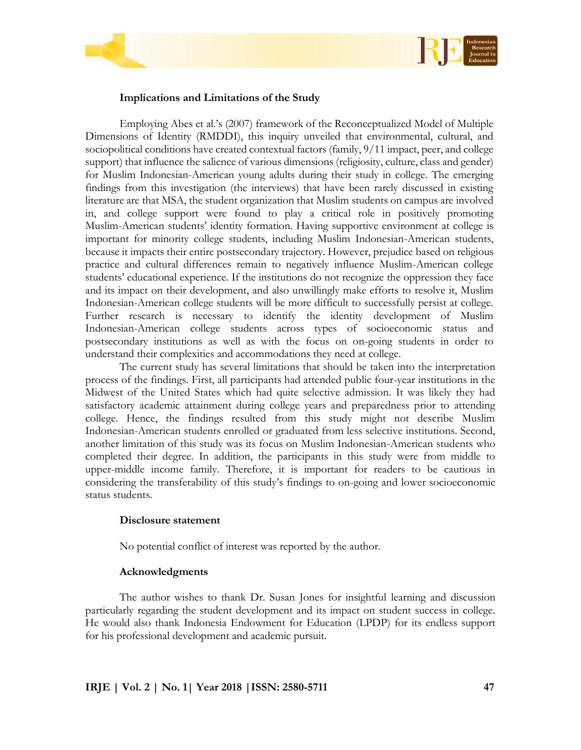### Implications and Limitations of the Study

Employing Abes et al.'s (2007) framework of the Reconceptualized Model of Multiple Dimensions of Identity (RMDDI), this inquiry unveiled that environmental, cultural, and sociopolitical conditions have created contextual factors (family, 9/11 impact, peer, and college support) that influence the salience of various dimensions (religiosity, culture, class and gender) for Muslim Indonesian-American young adults during their study in college. The emerging findings from this investigation (the interviews) that have been rarely discussed in existing literature are that MSA, the student organization that Muslim students on campus are involved in, and college support were found to play a critical role in positively promoting Muslim-American students' identity formation. Having supportive environment at college is important for minority college students, including Muslim Indonesian-American students, because it impacts their entire postsecondary trajectory. However, prejudice based on religious practice and cultural differences remain to negatively influence Muslim-American college students' educational experience. If the institutions do not recognize the oppression they face and its impact on their development, and also unwillingly make efforts to resolve it, Muslim Indonesian-American college students will be more difficult to successfully persist at college. Further research is necessary to identify the identity development of Muslim Indonesian-American college students across types of socioeconomic status and postsecondary institutions as well as with the focus on on-going students in order to understand their complexities and accommodations they need at college.

The current study has several limitations that should be taken into the interpretation process of the findings. First, all participants had attended public four-year institutions in the Midwest of the United States which had quite selective admission. It was likely they had satisfactory academic attainment during college years and preparedness prior to attending college. Hence, the findings resulted from this study might not describe Muslim Indonesian-American students enrolled or graduated from less selective institutions. Second, another limitation of this study was its focus on Muslim Indonesian-American students who completed their degree. In addition, the participants in this study were from middle to upper-middle income family. Therefore, it is important for readers to be cautious in considering the transferability of this study's findings to on-going and lower socioeconomic status students.

### Disclosure statement

No potential conflict of interest was reported by the author.

### Acknowledgments

The author wishes to thank Dr. Susan Jones for insightful learning and discussion particularly regarding the student development and its impact on student success in college. He would also thank Indonesia Endowment for Education (LPDP) for its endless support for his professional development and academic pursuit.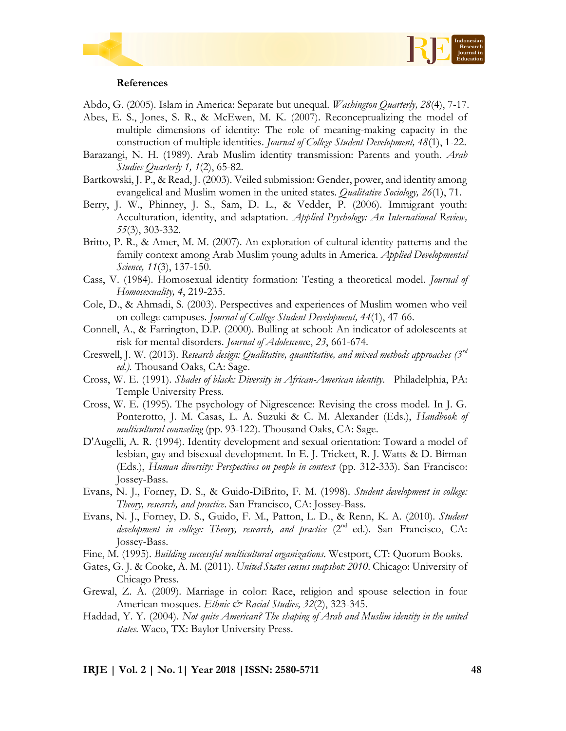**References**

Abdo, G. (2005). Islam in America: Separate but unequal. *Washington Quarterly, 28*(4), 7-17.

Abes, E. S., Jones, S. R., & McEwen, M. K. (2007). Reconceptualizing the model of multiple dimensions of identity: The role of meaning-making capacity in the construction of multiple identities. *Journal of College Student Development, 48*(1), 1-22.

Barazangi, N. H. (1989). Arab Muslim identity transmission: Parents and youth. *Arab Studies Quarterly 1, 1*(2), 65-82.

Bartkowski, J. P., & Read, J. (2003). Veiled submission: Gender, power, and identity among evangelical and Muslim women in the united states. *Qualitative Sociology, 26*(1), 71.

Berry, J. W., Phinney, J. S., Sam, D. L., & Vedder, P. (2006). Immigrant youth: Acculturation, identity, and adaptation. *Applied Psychology: An International Review, 55*(3), 303-332.

Britto, P. R., & Amer, M. M. (2007). An exploration of cultural identity patterns and the family context among Arab Muslim young adults in America. *Applied Developmental Science, 11*(3), 137-150.

Cass, V. (1984). Homosexual identity formation: Testing a theoretical model. *Journal of Homosexuality, 4*, 219-235.

Cole, D., & Ahmadi, S. (2003). Perspectives and experiences of Muslim women who veil on college campuses. *Journal of College Student Development, 44*(1), 47-66.

Connell, A., & Farrington, D.P. (2000). Bulling at school: An indicator of adolescents at risk for mental disorders. *Journal of Adolescence*, *23*, 661-674.

Creswell, J. W. (2013). *Research design: Qualitative, quantitative, and mixed methods approaches (3rd ed.).* Thousand Oaks, CA: Sage.

Cross, W. E. (1991). *Shades of black: Diversity in African-American identity*. Philadelphia, PA: Temple University Press.

Cross, W. E. (1995). The psychology of Nigrescence: Revising the cross model. In J. G. Ponterotto, J. M. Casas, L. A. Suzuki & C. M. Alexander (Eds.), *Handbook of multicultural counseling* (pp. 93-122). Thousand Oaks, CA: Sage.

D'Augelli, A. R. (1994). Identity development and sexual orientation: Toward a model of lesbian, gay and bisexual development. In E. J. Trickett, R. J. Watts & D. Birman (Eds.), *Human diversity: Perspectives on people in context* (pp. 312-333). San Francisco: Jossey-Bass.

Evans, N. J., Forney, D. S., & Guido-DiBrito, F. M. (1998). *Student development in college: Theory, research, and practice*. San Francisco, CA: Jossey-Bass.

Evans, N. J., Forney, D. S., Guido, F. M., Patton, L. D., & Renn, K. A. (2010). *Student development in college: Theory, research, and practice* (2nd ed.). San Francisco, CA: Jossey-Bass.

Fine, M. (1995). *Building successful multicultural organizations*. Westport, CT: Quorum Books.

Gates, G. J. & Cooke, A. M. (2011). *United States census snapshot: 2010*. Chicago: University of Chicago Press.

Grewal, Z. A. (2009). Marriage in color: Race, religion and spouse selection in four American mosques. *Ethnic & Racial Studies, 32*(2), 323-345.

Haddad, Y. Y. (2004). *Not quite American? The shaping of Arab and Muslim identity in the united states.* Waco, TX: Baylor University Press.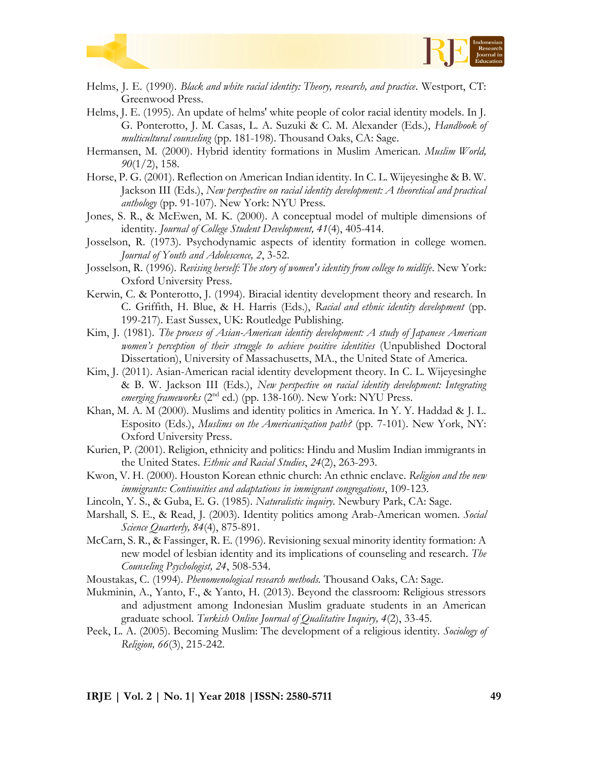Helms, J. E. (1990). *Black and white racial identity: Theory, research, and practice*. Westport, CT: Greenwood Press.

Helms, J. E. (1995). An update of helms' white people of color racial identity models. In J. G. Ponterotto, J. M. Casas, L. A. Suzuki & C. M. Alexander (Eds.), *Handbook of multicultural counseling* (pp. 181-198). Thousand Oaks, CA: Sage.

Hermansen, M. (2000). Hybrid identity formations in Muslim American. *Muslim World, 90*(1/2), 158.

Horse, P. G. (2001). Reflection on American Indian identity. In C. L. Wijeyesinghe & B. W. Jackson III (Eds.), *New perspective on racial identity development: A theoretical and practical anthology* (pp. 91-107). New York: NYU Press.

Jones, S. R., & McEwen, M. K. (2000). A conceptual model of multiple dimensions of identity. *Journal of College Student Development, 41*(4), 405-414.

Josselson, R. (1973). Psychodynamic aspects of identity formation in college women. *Journal of Youth and Adolescence, 2*, 3-52.

Josselson, R. (1996). *Revising herself: The story of women's identity from college to midlife*. New York: Oxford University Press.

Kerwin, C. & Ponterotto, J. (1994). Biracial identity development theory and research. In C. Griffith, H. Blue, & H. Harris (Eds.), *Racial and ethnic identity development* (pp. 199-217). East Sussex, UK: Routledge Publishing.

Kim, J. (1981). *The process of Asian-American identity development: A study of Japanese American women's perception of their struggle to achieve positive identities* (Unpublished Doctoral Dissertation), University of Massachusetts, MA., the United State of America.

Kim, J. (2011). Asian-American racial identity development theory. In C. L. Wijeyesinghe & B. W. Jackson III (Eds.), *New perspective on racial identity development: Integrating emerging frameworks* (2nd ed.) (pp. 138-160). New York: NYU Press.

Khan, M. A. M (2000). Muslims and identity politics in America. In Y. Y. Haddad & J. L. Esposito (Eds.), *Muslims on the Americanization path?* (pp. 7-101). New York, NY: Oxford University Press.

Kurien, P. (2001). Religion, ethnicity and politics: Hindu and Muslim Indian immigrants in the United States. *Ethnic and Racial Studies*, *24*(2), 263-293.

Kwon, V. H. (2000). Houston Korean ethnic church: An ethnic enclave. *Religion and the new immigrants: Continuities and adaptations in immigrant congregations*, 109-123.

Lincoln, Y. S., & Guba, E. G. (1985). *Naturalistic inquiry*. Newbury Park, CA: Sage.

Marshall, S. E., & Read, J. (2003). Identity politics among Arab-American women. *Social Science Quarterly, 84*(4), 875-891.

McCarn, S. R., & Fassinger, R. E. (1996). Revisioning sexual minority identity formation: A new model of lesbian identity and its implications of counseling and research. *The Counseling Psychologist, 24*, 508-534.

Moustakas, C. (1994). *Phenomenological research methods.* Thousand Oaks, CA: Sage.

Mukminin, A., Yanto, F., & Yanto, H. (2013). Beyond the classroom: Religious stressors and adjustment among Indonesian Muslim graduate students in an American graduate school. *Turkish Online Journal of Qualitative Inquiry, 4*(2), 33-45.

Peek, L. A. (2005). Becoming Muslim: The development of a religious identity. *Sociology of Religion, 66*(3), 215-242.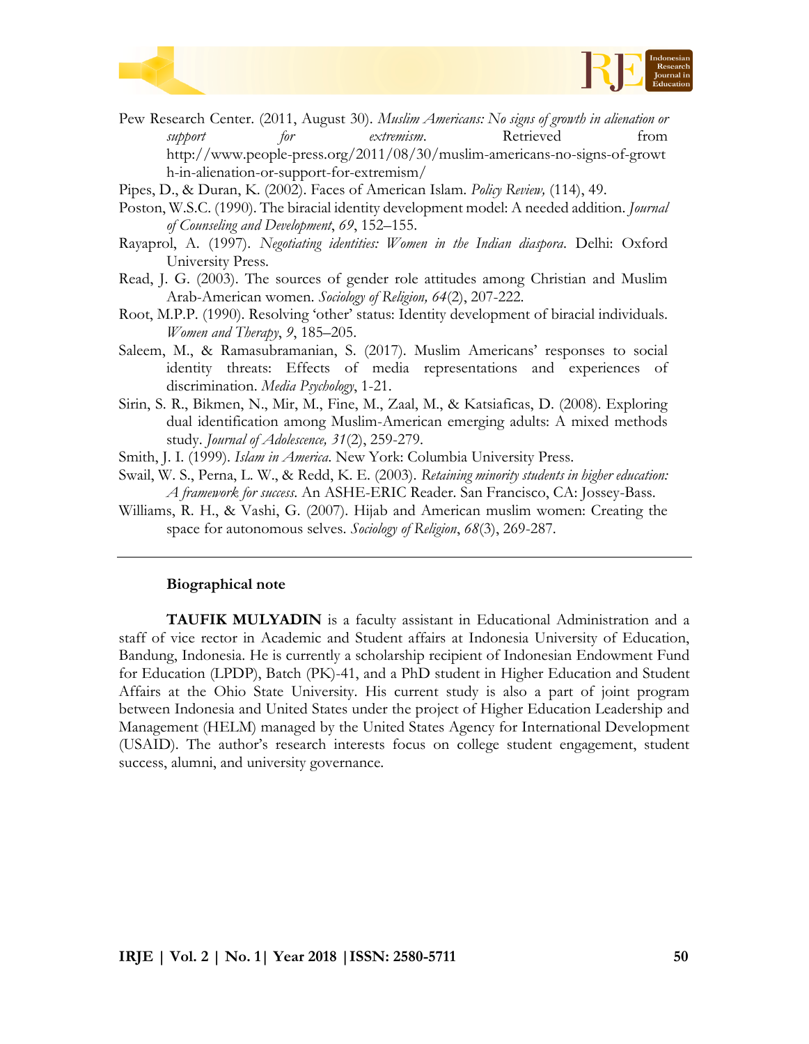Pew Research Center. (2011, August 30). *Muslim Americans: No signs of growth in alienation or support for extremism*. Retrieved from http://www.people-press.org/2011/08/30/muslim-americans-no-signs-of-growth-in-alienation-or-support-for-extremism/

Pipes, D., & Duran, K. (2002). Faces of American Islam. *Policy Review,* (114), 49.

Poston, W.S.C. (1990). The biracial identity development model: A needed addition. *Journal of Counseling and Development*, *69*, 152–155.

Rayaprol, A. (1997). *Negotiating identities: Women in the Indian diaspora*. Delhi: Oxford University Press.

Read, J. G. (2003). The sources of gender role attitudes among Christian and Muslim Arab-American women. *Sociology of Religion, 64*(2), 207-222.

Root, M.P.P. (1990). Resolving 'other' status: Identity development of biracial individuals. *Women and Therapy*, *9*, 185–205.

Saleem, M., & Ramasubramanian, S. (2017). Muslim Americans' responses to social identity threats: Effects of media representations and experiences of discrimination. *Media Psychology*, 1-21.

Sirin, S. R., Bikmen, N., Mir, M., Fine, M., Zaal, M., & Katsiaficas, D. (2008). Exploring dual identification among Muslim-American emerging adults: A mixed methods study. *Journal of Adolescence, 31*(2), 259-279.

Smith, J. I. (1999). *Islam in America*. New York: Columbia University Press.

Swail, W. S., Perna, L. W., & Redd, K. E. (2003). *Retaining minority students in higher education: A framework for success*. An ASHE-ERIC Reader. San Francisco, CA: Jossey-Bass.

Williams, R. H., & Vashi, G. (2007). Hijab and American muslim women: Creating the space for autonomous selves. *Sociology of Religion*, *68*(3), 269-287.

---

**Biographical note**

**TAUFIK MULYADIN** is a faculty assistant in Educational Administration and a staff of vice rector in Academic and Student affairs at Indonesia University of Education, Bandung, Indonesia. He is currently a scholarship recipient of Indonesian Endowment Fund for Education (LPDP), Batch (PK)-41, and a PhD student in Higher Education and Student Affairs at the Ohio State University. His current study is also a part of joint program between Indonesia and United States under the project of Higher Education Leadership and Management (HELM) managed by the United States Agency for International Development (USAID). The author's research interests focus on college student engagement, student success, alumni, and university governance.